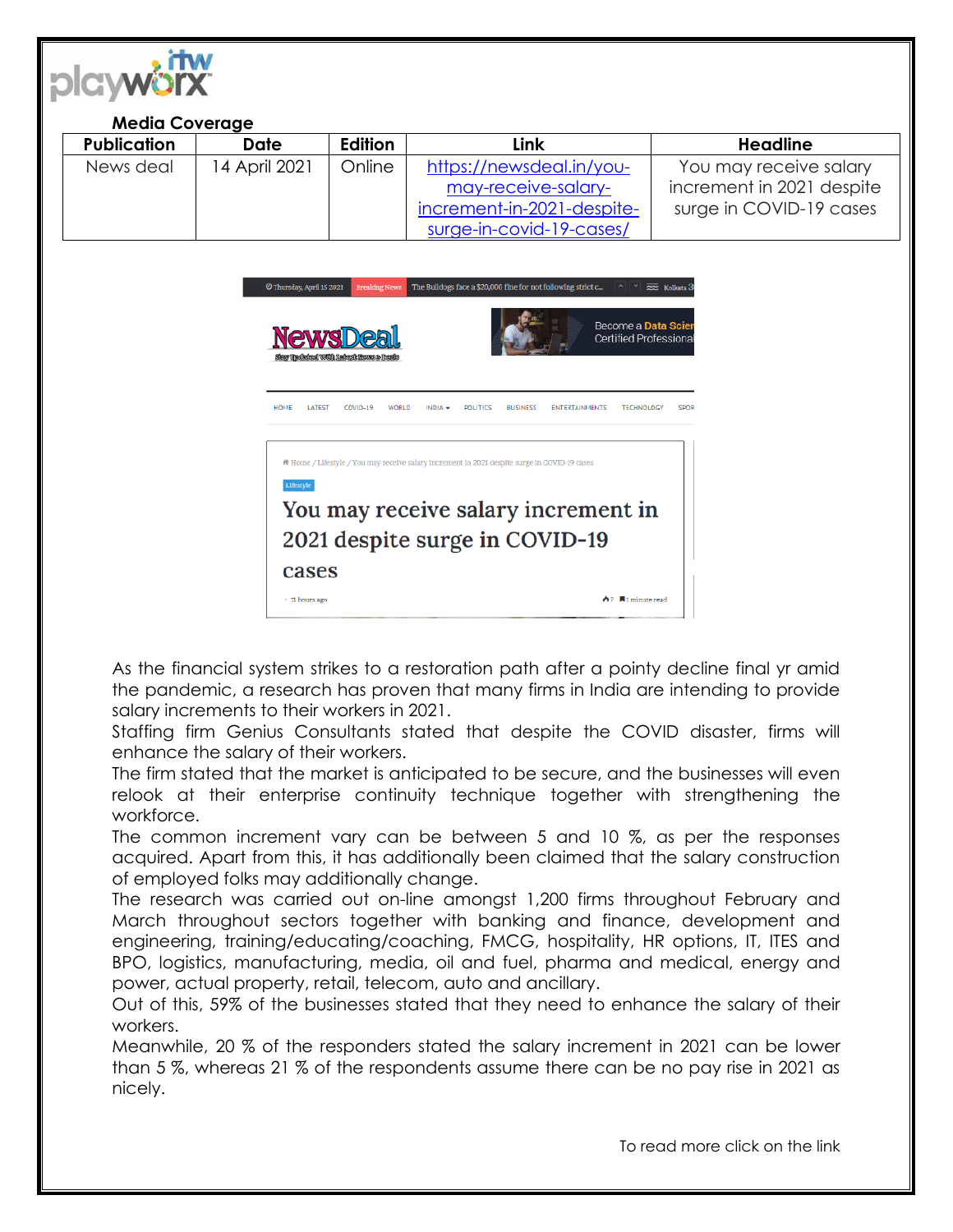**Media Coverage**

| Publication | Date | Edition | Link | Headline |
|---|---|---|---|---|
| News deal | 14 April 2021 | Online | https://newsdeal.in/you-may-receive-salary-increment-in-2021-despite-surge-in-covid-19-cases/ | You may receive salary increment in 2021 despite surge in COVID-19 cases |

As the financial system strikes to a restoration path after a pointy decline final yr amid the pandemic, a research has proven that many firms in India are intending to provide salary increments to their workers in 2021.

Staffing firm Genius Consultants stated that despite the COVID disaster, firms will enhance the salary of their workers.

The firm stated that the market is anticipated to be secure, and the businesses will even relook at their enterprise continuity technique together with strengthening the workforce.

The common increment vary can be between 5 and 10 %, as per the responses acquired. Apart from this, it has additionally been claimed that the salary construction of employed folks may additionally change.

The research was carried out on-line amongst 1,200 firms throughout February and March throughout sectors together with banking and finance, development and engineering, training/educating/coaching, FMCG, hospitality, HR options, IT, ITES and BPO, logistics, manufacturing, media, oil and fuel, pharma and medical, energy and power, actual property, retail, telecom, auto and ancillary.

Out of this, 59% of the businesses stated that they need to enhance the salary of their workers.

Meanwhile, 20 % of the responders stated the salary increment in 2021 can be lower than 5 %, whereas 21 % of the respondents assume there can be no pay rise in 2021 as nicely.

To read more click on the link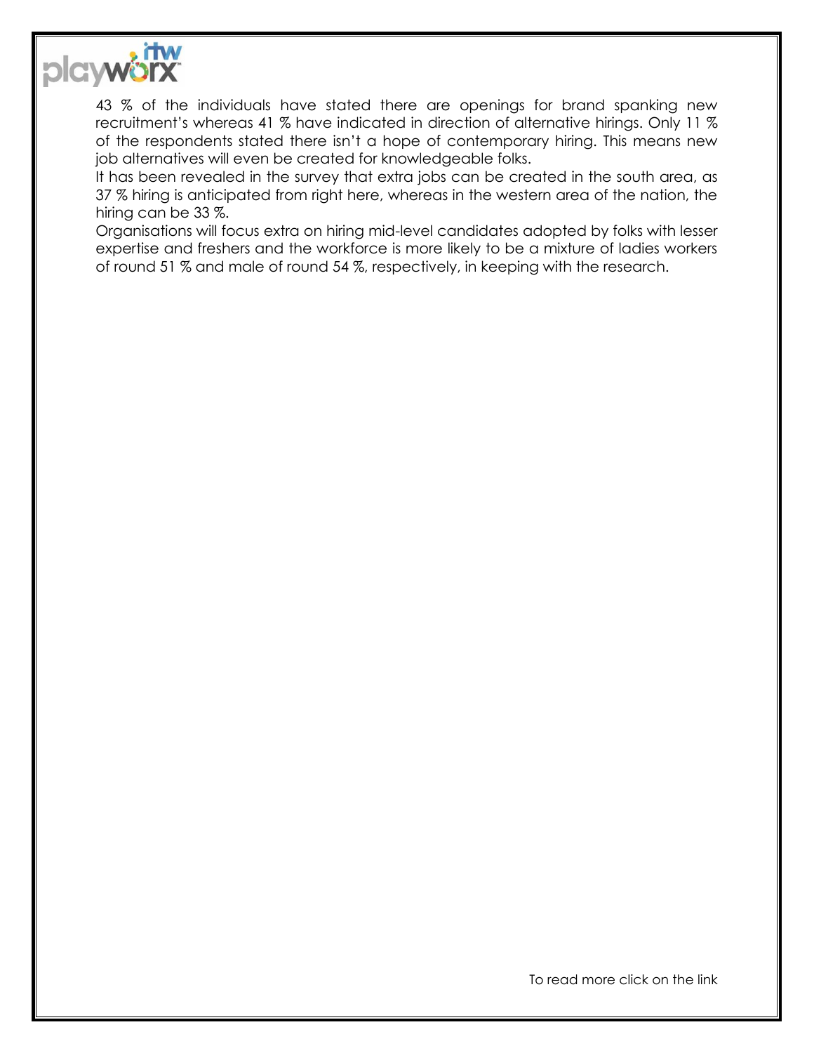43 % of the individuals have stated there are openings for brand spanking new recruitment's whereas 41 % have indicated in direction of alternative hirings. Only 11 % of the respondents stated there isn't a hope of contemporary hiring. This means new job alternatives will even be created for knowledgeable folks.

It has been revealed in the survey that extra jobs can be created in the south area, as 37 % hiring is anticipated from right here, whereas in the western area of the nation, the hiring can be 33 %.

Organisations will focus extra on hiring mid-level candidates adopted by folks with lesser expertise and freshers and the workforce is more likely to be a mixture of ladies workers of round 51 % and male of round 54 %, respectively, in keeping with the research.

To read more click on the link